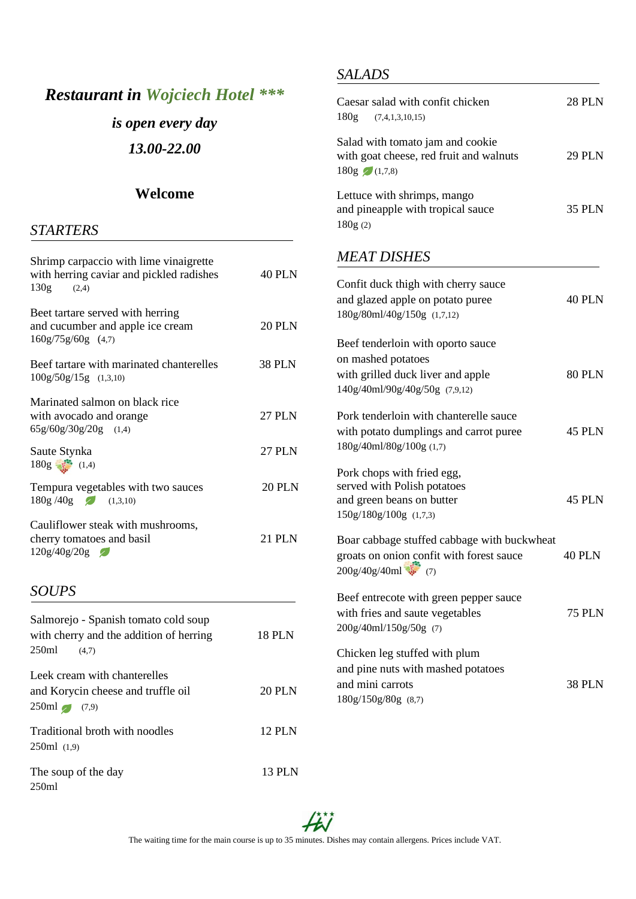# *Restaurant in Wojciech Hotel \*\*\**

***is open every day***

***13.00-22.00***

**Welcome**

## *STARTERS*

Shrimp carpaccio with lime vinaigrette with herring caviar and pickled radishes — 40 PLN
130g (2,4)

Beet tartare served with herring and cucumber and apple ice cream — 20 PLN
160g/75g/60g (4,7)

Beef tartare with marinated chanterelles — 38 PLN
100g/50g/15g (1,3,10)

Marinated salmon on black rice with avocado and orange — 27 PLN
65g/60g/30g/20g (1,4)

Saute Stynka — 27 PLN
180g (1,4)

Tempura vegetables with two sauces — 20 PLN
180g /40g (1,3,10)

Cauliflower steak with mushrooms, cherry tomatoes and basil — 21 PLN
120g/40g/20g

## *SOUPS*

Salmorejo - Spanish tomato cold soup with cherry and the addition of herring — 18 PLN
250ml (4,7)

Leek cream with chanterelles and Korycin cheese and truffle oil — 20 PLN
250ml (7,9)

Traditional broth with noodles — 12 PLN
250ml (1,9)

The soup of the day — 13 PLN
250ml

## *SALADS*

Caesar salad with confit chicken — 28 PLN
180g (7,4,1,3,10,15)

Salad with tomato jam and cookie with goat cheese, red fruit and walnuts — 29 PLN
180g (1,7,8)

Lettuce with shrimps, mango and pineapple with tropical sauce — 35 PLN
180g (2)

## *MEAT DISHES*

Confit duck thigh with cherry sauce and glazed apple on potato puree — 40 PLN
180g/80ml/40g/150g (1,7,12)

Beef tenderloin with oporto sauce on mashed potatoes with grilled duck liver and apple — 80 PLN
140g/40ml/90g/40g/50g (7,9,12)

Pork tenderloin with chanterelle sauce with potato dumplings and carrot puree — 45 PLN
180g/40ml/80g/100g (1,7)

Pork chops with fried egg, served with Polish potatoes and green beans on butter — 45 PLN
150g/180g/100g (1,7,3)

Boar cabbage stuffed cabbage with buckwheat groats on onion confit with forest sauce — 40 PLN
200g/40g/40ml (7)

Beef entrecote with green pepper sauce with fries and saute vegetables — 75 PLN
200g/40ml/150g/50g (7)

Chicken leg stuffed with plum and pine nuts with mashed potatoes and mini carrots — 38 PLN
180g/150g/80g (8,7)

The waiting time for the main course is up to 35 minutes. Dishes may contain allergens. Prices include VAT.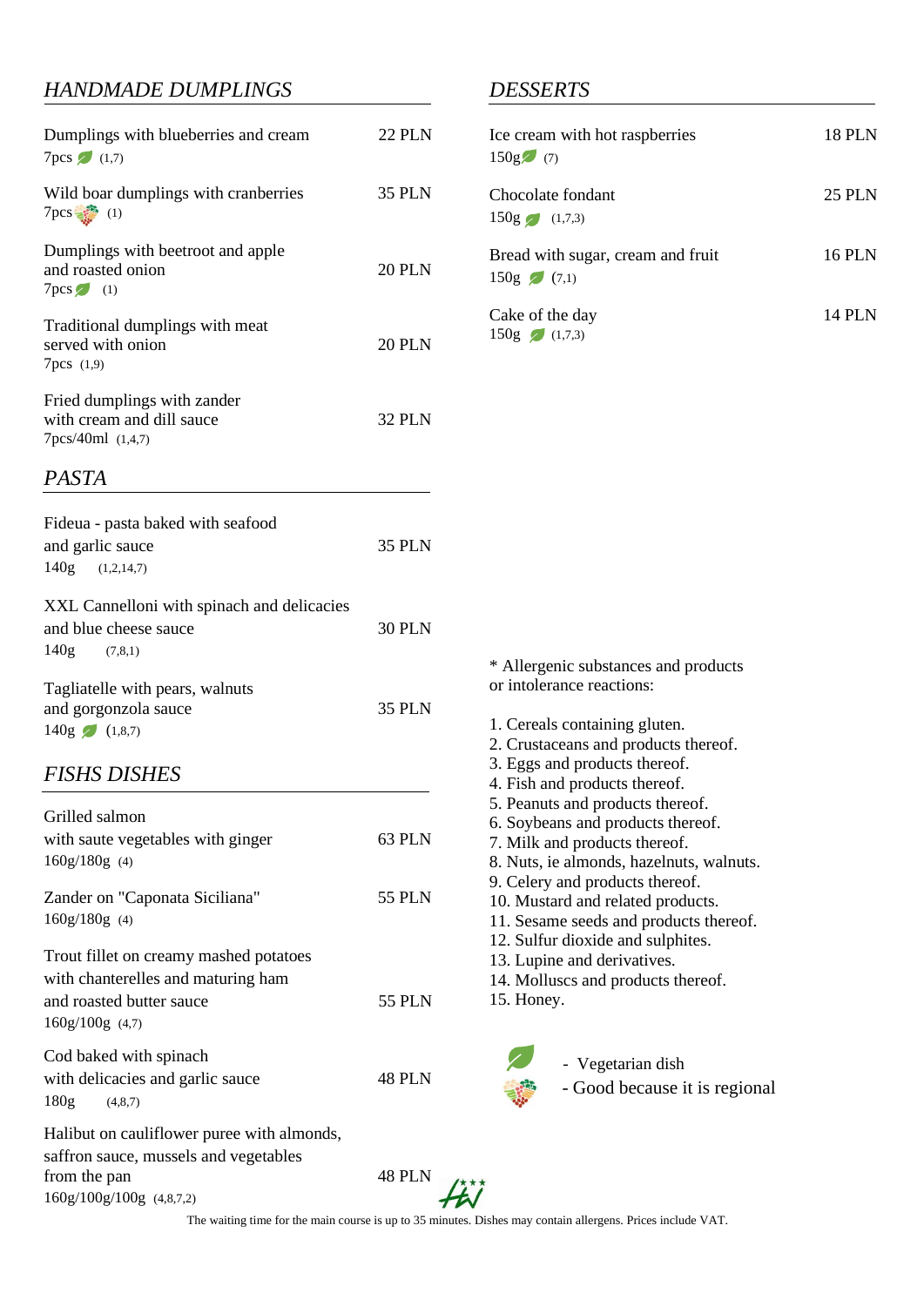## *HANDMADE DUMPLINGS*

Dumplings with blueberries and cream — 22 PLN
7pcs (1,7)

Wild boar dumplings with cranberries — 35 PLN
7pcs (1)

Dumplings with beetroot and apple and roasted onion — 20 PLN
7pcs (1)

Traditional dumplings with meat served with onion — 20 PLN
7pcs (1,9)

Fried dumplings with zander with cream and dill sauce — 32 PLN
7pcs/40ml (1,4,7)

## *PASTA*

Fideua - pasta baked with seafood and garlic sauce — 35 PLN
140g (1,2,14,7)

XXL Cannelloni with spinach and delicacies and blue cheese sauce — 30 PLN
140g (7,8,1)

Tagliatelle with pears, walnuts and gorgonzola sauce — 35 PLN
140g (1,8,7)

## *FISHS DISHES*

Grilled salmon with saute vegetables with ginger — 63 PLN
160g/180g (4)

Zander on "Caponata Siciliana" — 55 PLN
160g/180g (4)

Trout fillet on creamy mashed potatoes with chanterelles and maturing ham and roasted butter sauce — 55 PLN
160g/100g (4,7)

Cod baked with spinach with delicacies and garlic sauce — 48 PLN
180g (4,8,7)

Halibut on cauliflower puree with almonds, saffron sauce, mussels and vegetables from the pan — 48 PLN
160g/100g/100g (4,8,7,2)

## *DESSERTS*

Ice cream with hot raspberries — 18 PLN
150g (7)

Chocolate fondant — 25 PLN
150g (1,7,3)

Bread with sugar, cream and fruit — 16 PLN
150g (7,1)

Cake of the day — 14 PLN
150g (1,7,3)

* Allergenic substances and products or intolerance reactions:

1. Cereals containing gluten.
2. Crustaceans and products thereof.
3. Eggs and products thereof.
4. Fish and products thereof.
5. Peanuts and products thereof.
6. Soybeans and products thereof.
7. Milk and products thereof.
8. Nuts, ie almonds, hazelnuts, walnuts.
9. Celery and products thereof.
10. Mustard and related products.
11. Sesame seeds and products thereof.
12. Sulfur dioxide and sulphites.
13. Lupine and derivatives.
14. Molluscs and products thereof.
15. Honey.

- Vegetarian dish
- Good because it is regional

The waiting time for the main course is up to 35 minutes. Dishes may contain allergens. Prices include VAT.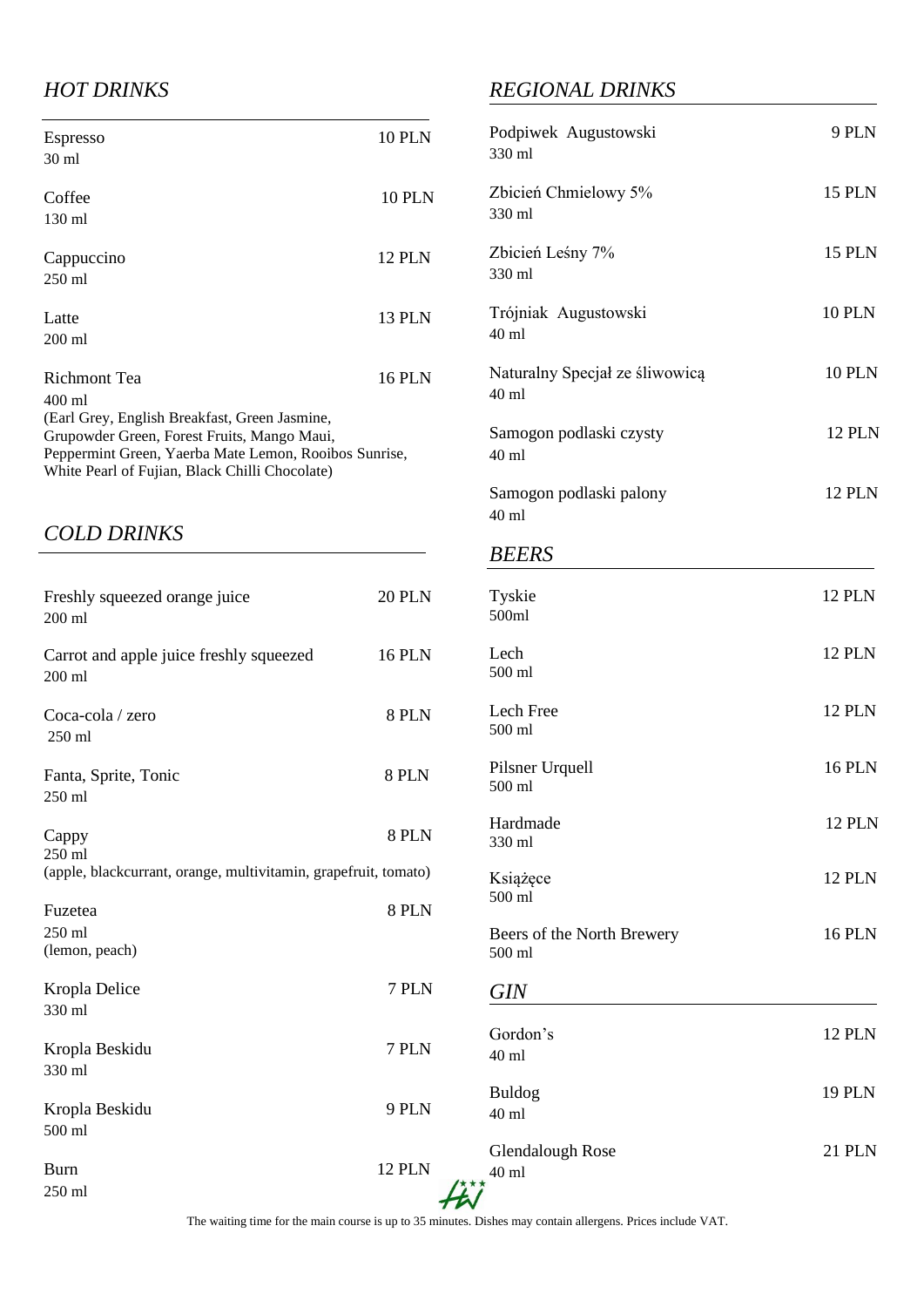## *HOT DRINKS*

| Item | Price |
|---|---|
| Espresso<br>30 ml | 10 PLN |
| Coffee<br>130 ml | 10 PLN |
| Cappuccino<br>250 ml | 12 PLN |
| Latte<br>200 ml | 13 PLN |
| Richmont Tea<br>400 ml<br>(Earl Grey, English Breakfast, Green Jasmine, Grupowder Green, Forest Fruits, Mango Maui, Peppermint Green, Yaerba Mate Lemon, Rooibos Sunrise, White Pearl of Fujian, Black Chilli Chocolate) | 16 PLN |

## *COLD DRINKS*

| Item | Price |
|---|---|
| Freshly squeezed orange juice<br>200 ml | 20 PLN |
| Carrot and apple juice freshly squeezed<br>200 ml | 16 PLN |
| Coca-cola / zero<br>250 ml | 8 PLN |
| Fanta, Sprite, Tonic<br>250 ml | 8 PLN |
| Cappy<br>250 ml<br>(apple, blackcurrant, orange, multivitamin, grapefruit, tomato) | 8 PLN |
| Fuzetea<br>250 ml<br>(lemon, peach) | 8 PLN |
| Kropla Delice<br>330 ml | 7 PLN |
| Kropla Beskidu<br>330 ml | 7 PLN |
| Kropla Beskidu<br>500 ml | 9 PLN |
| Burn<br>250 ml | 12 PLN |

## *REGIONAL DRINKS*

| Item | Price |
|---|---|
| Podpiwek Augustowski<br>330 ml | 9 PLN |
| Zbicień Chmielowy 5%<br>330 ml | 15 PLN |
| Zbicień Leśny 7%<br>330 ml | 15 PLN |
| Trójniak Augustowski<br>40 ml | 10 PLN |
| Naturalny Specjał ze śliwowicą<br>40 ml | 10 PLN |
| Samogon podlaski czysty<br>40 ml | 12 PLN |
| Samogon podlaski palony<br>40 ml | 12 PLN |

## *BEERS*

| Item | Price |
|---|---|
| Tyskie<br>500ml | 12 PLN |
| Lech<br>500 ml | 12 PLN |
| Lech Free<br>500 ml | 12 PLN |
| Pilsner Urquell<br>500 ml | 16 PLN |
| Hardmade<br>330 ml | 12 PLN |
| Książęce<br>500 ml | 12 PLN |
| Beers of the North Brewery<br>500 ml | 16 PLN |

## *GIN*

| Item | Price |
|---|---|
| Gordon's<br>40 ml | 12 PLN |
| Buldog<br>40 ml | 19 PLN |
| Glendalough Rose<br>40 ml | 21 PLN |

The waiting time for the main course is up to 35 minutes. Dishes may contain allergens. Prices include VAT.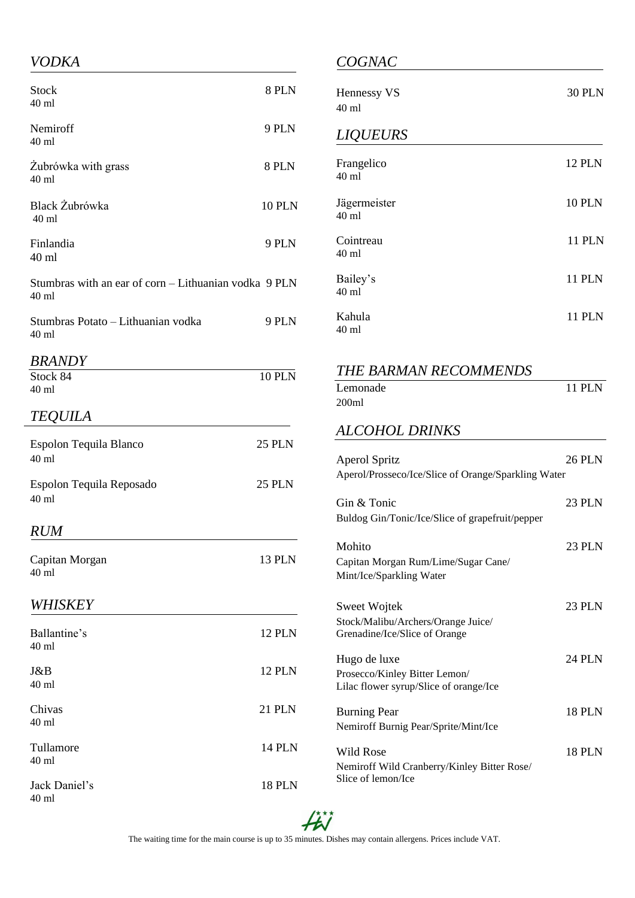## *VODKA*

| | |
|---|---|
| Stock<br>40 ml | 8 PLN |
| Nemiroff<br>40 ml | 9 PLN |
| Żubrówka with grass<br>40 ml | 8 PLN |
| Black Żubrówka<br>40 ml | 10 PLN |
| Finlandia<br>40 ml | 9 PLN |
| Stumbras with an ear of corn – Lithuanian vodka<br>40 ml | 9 PLN |
| Stumbras Potato – Lithuanian vodka<br>40 ml | 9 PLN |

## *BRANDY*

| | |
|---|---|
| Stock 84<br>40 ml | 10 PLN |

## *TEQUILA*

| | |
|---|---|
| Espolon Tequila Blanco<br>40 ml | 25 PLN |
| Espolon Tequila Reposado<br>40 ml | 25 PLN |

## *RUM*

| | |
|---|---|
| Capitan Morgan<br>40 ml | 13 PLN |

## *WHISKEY*

| | |
|---|---|
| Ballantine's<br>40 ml | 12 PLN |
| J&B<br>40 ml | 12 PLN |
| Chivas<br>40 ml | 21 PLN |
| Tullamore<br>40 ml | 14 PLN |
| Jack Daniel's<br>40 ml | 18 PLN |

## *COGNAC*

| | |
|---|---|
| Hennessy VS<br>40 ml | 30 PLN |

## *LIQUEURS*

| | |
|---|---|
| Frangelico<br>40 ml | 12 PLN |
| Jägermeister<br>40 ml | 10 PLN |
| Cointreau<br>40 ml | 11 PLN |
| Bailey's<br>40 ml | 11 PLN |
| Kahula<br>40 ml | 11 PLN |

## *THE BARMAN RECOMMENDS*

| | |
|---|---|
| Lemonade<br>200ml | 11 PLN |

## *ALCOHOL DRINKS*

| | |
|---|---|
| Aperol Spritz<br>Aperol/Prosseco/Ice/Slice of Orange/Sparkling Water | 26 PLN |
| Gin & Tonic<br>Buldog Gin/Tonic/Ice/Slice of grapefruit/pepper | 23 PLN |
| Mohito<br>Capitan Morgan Rum/Lime/Sugar Cane/<br>Mint/Ice/Sparkling Water | 23 PLN |
| Sweet Wojtek<br>Stock/Malibu/Archers/Orange Juice/<br>Grenadine/Ice/Slice of Orange | 23 PLN |
| Hugo de luxe<br>Prosecco/Kinley Bitter Lemon/<br>Lilac flower syrup/Slice of orange/Ice | 24 PLN |
| Burning Pear<br>Nemiroff Burnig Pear/Sprite/Mint/Ice | 18 PLN |
| Wild Rose<br>Nemiroff Wild Cranberry/Kinley Bitter Rose/<br>Slice of lemon/Ice | 18 PLN |

The waiting time for the main course is up to 35 minutes. Dishes may contain allergens. Prices include VAT.